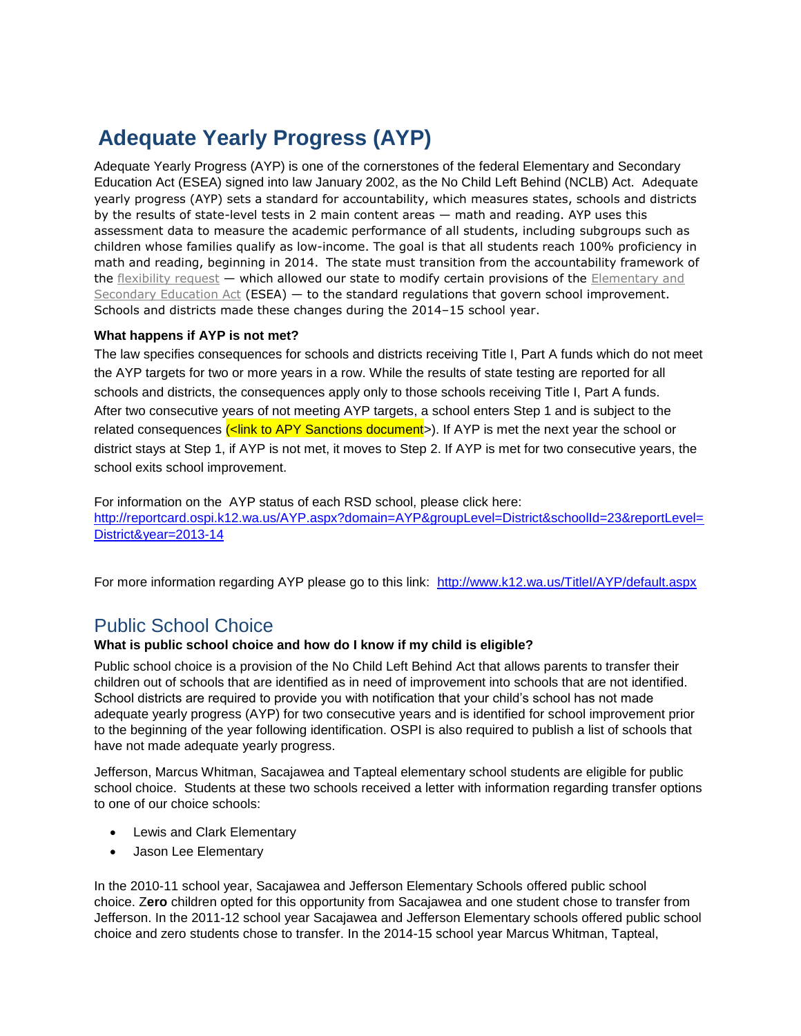# Adequate Yearly Progress (AYP)

Adequate Yearly Progress (AYP) is one of the cornerstones of the federal Elementary and Secondary Education Act (ESEA) signed into law January 2002, as the No Child Left Behind (NCLB) Act. Adequate yearly progress (AYP) sets a standard for accountability, which measures states, schools and districts by the results of state-level tests in 2 main content areas — math and reading. AYP uses this assessment data to measure the academic performance of all students, including subgroups such as children whose families qualify as low-income. The goal is that all students reach 100% proficiency in math and reading, beginning in 2014. The state must transition from the accountability framework of the flexibility request — which allowed our state to modify certain provisions of the Elementary and Secondary Education Act (ESEA) — to the standard regulations that govern school improvement. Schools and districts made these changes during the 2014–15 school year.

**What happens if AYP is not met?**

The law specifies consequences for schools and districts receiving Title I, Part A funds which do not meet the AYP targets for two or more years in a row. While the results of state testing are reported for all schools and districts, the consequences apply only to those schools receiving Title I, Part A funds. After two consecutive years of not meeting AYP targets, a school enters Step 1 and is subject to the related consequences (<link to APY Sanctions document>). If AYP is met the next year the school or district stays at Step 1, if AYP is not met, it moves to Step 2. If AYP is met for two consecutive years, the school exits school improvement.

For information on the AYP status of each RSD school, please click here: http://reportcard.ospi.k12.wa.us/AYP.aspx?domain=AYP&groupLevel=District&schoolId=23&reportLevel=District&year=2013-14

For more information regarding AYP please go to this link: http://www.k12.wa.us/TitleI/AYP/default.aspx

## Public School Choice

**What is public school choice and how do I know if my child is eligible?**

Public school choice is a provision of the No Child Left Behind Act that allows parents to transfer their children out of schools that are identified as in need of improvement into schools that are not identified. School districts are required to provide you with notification that your child's school has not made adequate yearly progress (AYP) for two consecutive years and is identified for school improvement prior to the beginning of the year following identification. OSPI is also required to publish a list of schools that have not made adequate yearly progress.

Jefferson, Marcus Whitman, Sacajawea and Tapteal elementary school students are eligible for public school choice. Students at these two schools received a letter with information regarding transfer options to one of our choice schools:

- Lewis and Clark Elementary
- Jason Lee Elementary

In the 2010-11 school year, Sacajawea and Jefferson Elementary Schools offered public school choice. Z**ero** children opted for this opportunity from Sacajawea and one student chose to transfer from Jefferson. In the 2011-12 school year Sacajawea and Jefferson Elementary schools offered public school choice and zero students chose to transfer. In the 2014-15 school year Marcus Whitman, Tapteal,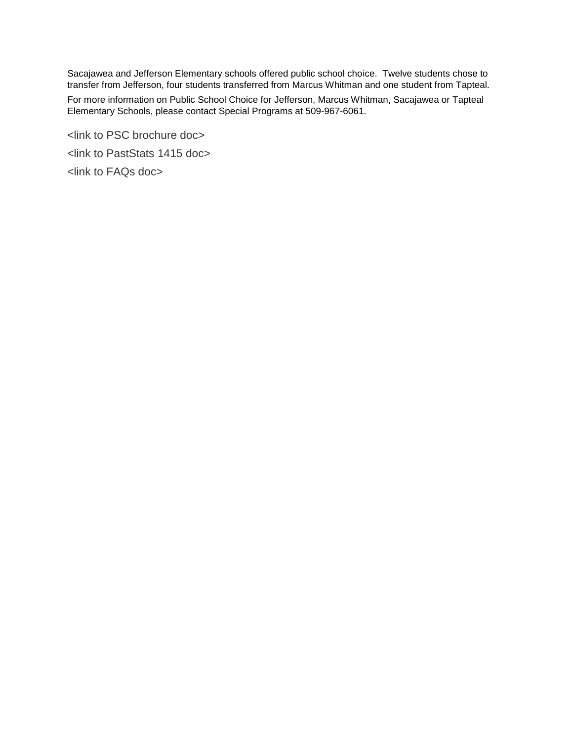Sacajawea and Jefferson Elementary schools offered public school choice.  Twelve students chose to transfer from Jefferson, four students transferred from Marcus Whitman and one student from Tapteal.

For more information on Public School Choice for Jefferson, Marcus Whitman, Sacajawea or Tapteal Elementary Schools, please contact Special Programs at 509-967-6061.

<link to PSC brochure doc>

<link to PastStats 1415 doc>

<link to FAQs doc>